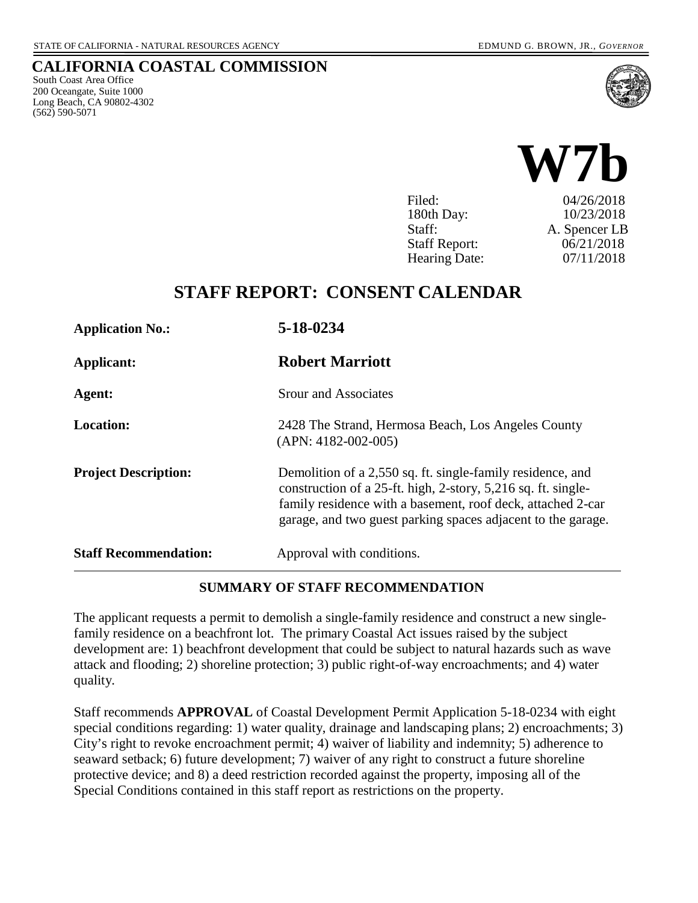STATE OF CALIFORNIA - NATURAL RESOURCES AGENCY EDMUND G. BROWN, JR., *GOVERNOR*

**CALIFORNIA COASTAL COMMISSION**
South Coast Area Office
200 Oceangate, Suite 1000
Long Beach, CA 90802-4302
(562) 590-5071

# W7b

| | |
|---|---|
| Filed: | 04/26/2018 |
| 180th Day: | 10/23/2018 |
| Staff: | A. Spencer LB |
| Staff Report: | 06/21/2018 |
| Hearing Date: | 07/11/2018 |

## STAFF REPORT: CONSENT CALENDAR

**Application No.:** 5-18-0234

**Applicant:** Robert Marriott

**Agent:** Srour and Associates

**Location:** 2428 The Strand, Hermosa Beach, Los Angeles County (APN: 4182-002-005)

**Project Description:** Demolition of a 2,550 sq. ft. single-family residence, and construction of a 25-ft. high, 2-story, 5,216 sq. ft. single-family residence with a basement, roof deck, attached 2-car garage, and two guest parking spaces adjacent to the garage.

**Staff Recommendation:** Approval with conditions.

### SUMMARY OF STAFF RECOMMENDATION

The applicant requests a permit to demolish a single-family residence and construct a new single-family residence on a beachfront lot. The primary Coastal Act issues raised by the subject development are: 1) beachfront development that could be subject to natural hazards such as wave attack and flooding; 2) shoreline protection; 3) public right-of-way encroachments; and 4) water quality.

Staff recommends **APPROVAL** of Coastal Development Permit Application 5-18-0234 with eight special conditions regarding: 1) water quality, drainage and landscaping plans; 2) encroachments; 3) City's right to revoke encroachment permit; 4) waiver of liability and indemnity; 5) adherence to seaward setback; 6) future development; 7) waiver of any right to construct a future shoreline protective device; and 8) a deed restriction recorded against the property, imposing all of the Special Conditions contained in this staff report as restrictions on the property.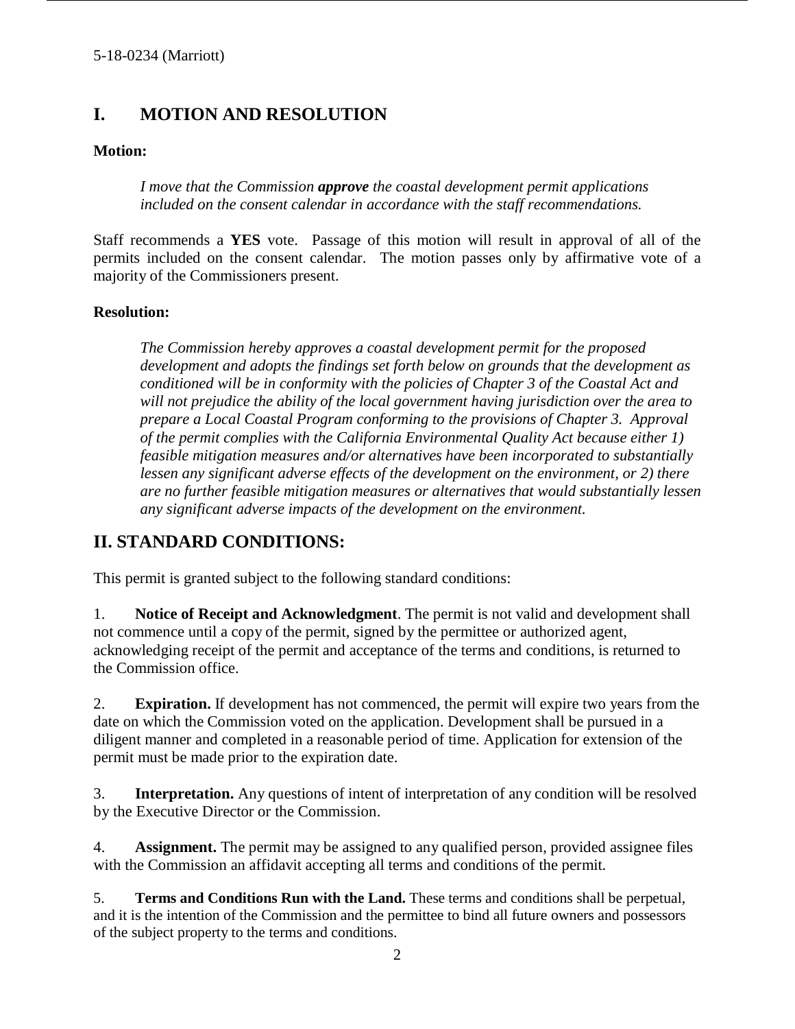## I. MOTION AND RESOLUTION

**Motion:**

> *I move that the Commission **approve** the coastal development permit applications included on the consent calendar in accordance with the staff recommendations.*

Staff recommends a **YES** vote. Passage of this motion will result in approval of all of the permits included on the consent calendar. The motion passes only by affirmative vote of a majority of the Commissioners present.

**Resolution:**

> *The Commission hereby approves a coastal development permit for the proposed development and adopts the findings set forth below on grounds that the development as conditioned will be in conformity with the policies of Chapter 3 of the Coastal Act and will not prejudice the ability of the local government having jurisdiction over the area to prepare a Local Coastal Program conforming to the provisions of Chapter 3. Approval of the permit complies with the California Environmental Quality Act because either 1) feasible mitigation measures and/or alternatives have been incorporated to substantially lessen any significant adverse effects of the development on the environment, or 2) there are no further feasible mitigation measures or alternatives that would substantially lessen any significant adverse impacts of the development on the environment.*

## II. STANDARD CONDITIONS:

This permit is granted subject to the following standard conditions:

1. **Notice of Receipt and Acknowledgment**. The permit is not valid and development shall not commence until a copy of the permit, signed by the permittee or authorized agent, acknowledging receipt of the permit and acceptance of the terms and conditions, is returned to the Commission office.

2. **Expiration.** If development has not commenced, the permit will expire two years from the date on which the Commission voted on the application. Development shall be pursued in a diligent manner and completed in a reasonable period of time. Application for extension of the permit must be made prior to the expiration date.

3. **Interpretation.** Any questions of intent of interpretation of any condition will be resolved by the Executive Director or the Commission.

4. **Assignment.** The permit may be assigned to any qualified person, provided assignee files with the Commission an affidavit accepting all terms and conditions of the permit.

5. **Terms and Conditions Run with the Land.** These terms and conditions shall be perpetual, and it is the intention of the Commission and the permittee to bind all future owners and possessors of the subject property to the terms and conditions.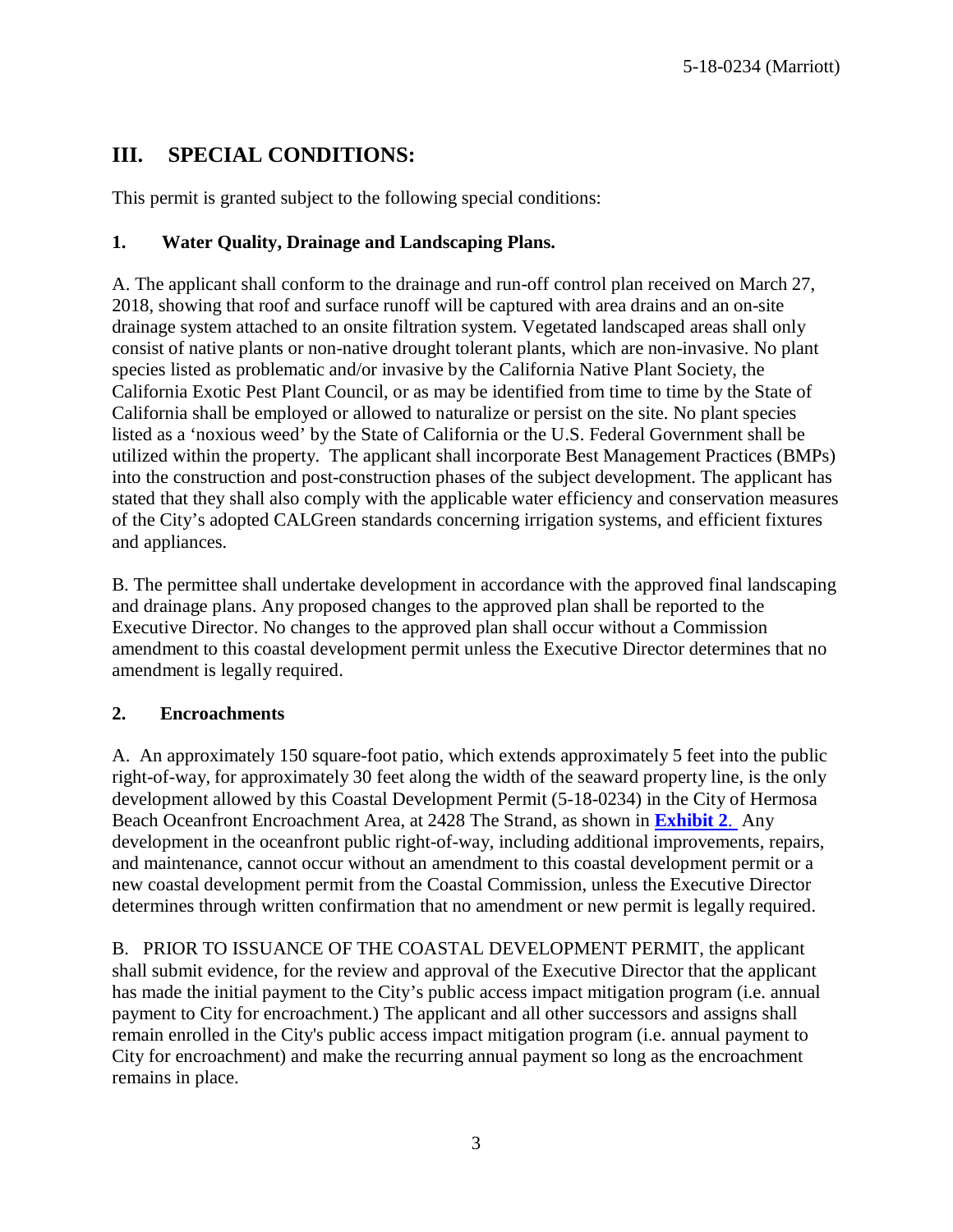## III. SPECIAL CONDITIONS:

This permit is granted subject to the following special conditions:

### 1. Water Quality, Drainage and Landscaping Plans.

A. The applicant shall conform to the drainage and run-off control plan received on March 27, 2018, showing that roof and surface runoff will be captured with area drains and an on-site drainage system attached to an onsite filtration system. Vegetated landscaped areas shall only consist of native plants or non-native drought tolerant plants, which are non-invasive. No plant species listed as problematic and/or invasive by the California Native Plant Society, the California Exotic Pest Plant Council, or as may be identified from time to time by the State of California shall be employed or allowed to naturalize or persist on the site. No plant species listed as a 'noxious weed' by the State of California or the U.S. Federal Government shall be utilized within the property. The applicant shall incorporate Best Management Practices (BMPs) into the construction and post-construction phases of the subject development. The applicant has stated that they shall also comply with the applicable water efficiency and conservation measures of the City's adopted CALGreen standards concerning irrigation systems, and efficient fixtures and appliances.

B. The permittee shall undertake development in accordance with the approved final landscaping and drainage plans. Any proposed changes to the approved plan shall be reported to the Executive Director. No changes to the approved plan shall occur without a Commission amendment to this coastal development permit unless the Executive Director determines that no amendment is legally required.

### 2. Encroachments

A. An approximately 150 square-foot patio, which extends approximately 5 feet into the public right-of-way, for approximately 30 feet along the width of the seaward property line, is the only development allowed by this Coastal Development Permit (5-18-0234) in the City of Hermosa Beach Oceanfront Encroachment Area, at 2428 The Strand, as shown in **Exhibit 2**. Any development in the oceanfront public right-of-way, including additional improvements, repairs, and maintenance, cannot occur without an amendment to this coastal development permit or a new coastal development permit from the Coastal Commission, unless the Executive Director determines through written confirmation that no amendment or new permit is legally required.

B. PRIOR TO ISSUANCE OF THE COASTAL DEVELOPMENT PERMIT, the applicant shall submit evidence, for the review and approval of the Executive Director that the applicant has made the initial payment to the City's public access impact mitigation program (i.e. annual payment to City for encroachment.) The applicant and all other successors and assigns shall remain enrolled in the City's public access impact mitigation program (i.e. annual payment to City for encroachment) and make the recurring annual payment so long as the encroachment remains in place.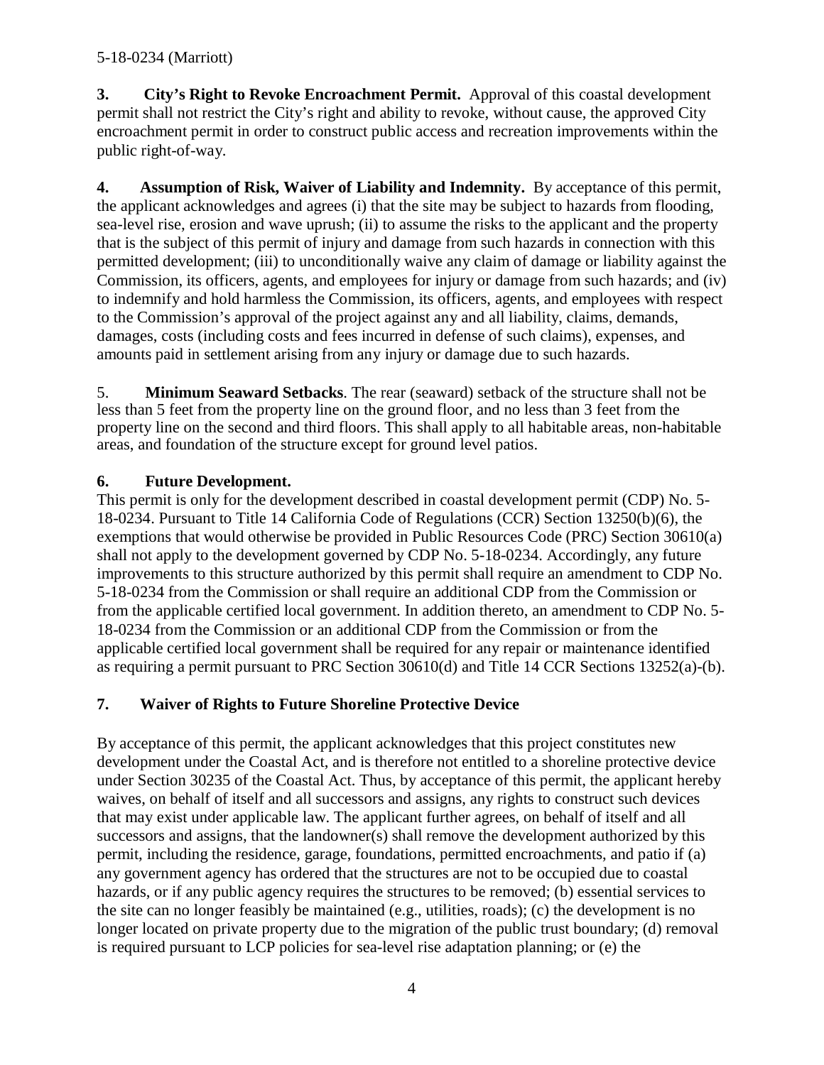**3. City's Right to Revoke Encroachment Permit.** Approval of this coastal development permit shall not restrict the City's right and ability to revoke, without cause, the approved City encroachment permit in order to construct public access and recreation improvements within the public right-of-way.

**4. Assumption of Risk, Waiver of Liability and Indemnity.** By acceptance of this permit, the applicant acknowledges and agrees (i) that the site may be subject to hazards from flooding, sea-level rise, erosion and wave uprush; (ii) to assume the risks to the applicant and the property that is the subject of this permit of injury and damage from such hazards in connection with this permitted development; (iii) to unconditionally waive any claim of damage or liability against the Commission, its officers, agents, and employees for injury or damage from such hazards; and (iv) to indemnify and hold harmless the Commission, its officers, agents, and employees with respect to the Commission's approval of the project against any and all liability, claims, demands, damages, costs (including costs and fees incurred in defense of such claims), expenses, and amounts paid in settlement arising from any injury or damage due to such hazards.

5. **Minimum Seaward Setbacks**. The rear (seaward) setback of the structure shall not be less than 5 feet from the property line on the ground floor, and no less than 3 feet from the property line on the second and third floors. This shall apply to all habitable areas, non-habitable areas, and foundation of the structure except for ground level patios.

**6. Future Development.**

This permit is only for the development described in coastal development permit (CDP) No. 5-18-0234. Pursuant to Title 14 California Code of Regulations (CCR) Section 13250(b)(6), the exemptions that would otherwise be provided in Public Resources Code (PRC) Section 30610(a) shall not apply to the development governed by CDP No. 5-18-0234. Accordingly, any future improvements to this structure authorized by this permit shall require an amendment to CDP No. 5-18-0234 from the Commission or shall require an additional CDP from the Commission or from the applicable certified local government. In addition thereto, an amendment to CDP No. 5-18-0234 from the Commission or an additional CDP from the Commission or from the applicable certified local government shall be required for any repair or maintenance identified as requiring a permit pursuant to PRC Section 30610(d) and Title 14 CCR Sections 13252(a)-(b).

**7. Waiver of Rights to Future Shoreline Protective Device**

By acceptance of this permit, the applicant acknowledges that this project constitutes new development under the Coastal Act, and is therefore not entitled to a shoreline protective device under Section 30235 of the Coastal Act. Thus, by acceptance of this permit, the applicant hereby waives, on behalf of itself and all successors and assigns, any rights to construct such devices that may exist under applicable law. The applicant further agrees, on behalf of itself and all successors and assigns, that the landowner(s) shall remove the development authorized by this permit, including the residence, garage, foundations, permitted encroachments, and patio if (a) any government agency has ordered that the structures are not to be occupied due to coastal hazards, or if any public agency requires the structures to be removed; (b) essential services to the site can no longer feasibly be maintained (e.g., utilities, roads); (c) the development is no longer located on private property due to the migration of the public trust boundary; (d) removal is required pursuant to LCP policies for sea-level rise adaptation planning; or (e) the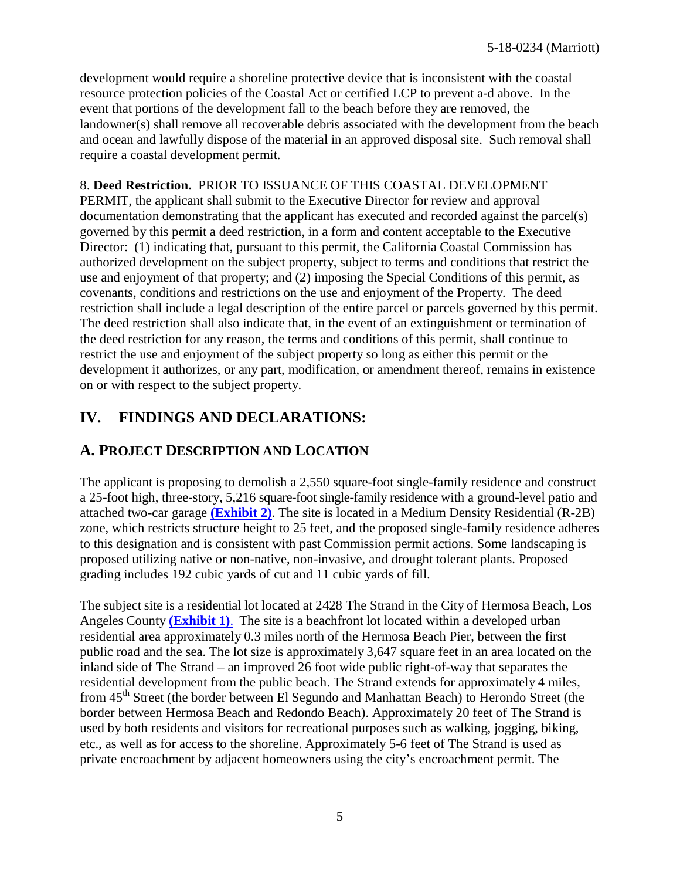development would require a shoreline protective device that is inconsistent with the coastal resource protection policies of the Coastal Act or certified LCP to prevent a-d above. In the event that portions of the development fall to the beach before they are removed, the landowner(s) shall remove all recoverable debris associated with the development from the beach and ocean and lawfully dispose of the material in an approved disposal site. Such removal shall require a coastal development permit.

8. **Deed Restriction.** PRIOR TO ISSUANCE OF THIS COASTAL DEVELOPMENT PERMIT, the applicant shall submit to the Executive Director for review and approval documentation demonstrating that the applicant has executed and recorded against the parcel(s) governed by this permit a deed restriction, in a form and content acceptable to the Executive Director: (1) indicating that, pursuant to this permit, the California Coastal Commission has authorized development on the subject property, subject to terms and conditions that restrict the use and enjoyment of that property; and (2) imposing the Special Conditions of this permit, as covenants, conditions and restrictions on the use and enjoyment of the Property. The deed restriction shall include a legal description of the entire parcel or parcels governed by this permit. The deed restriction shall also indicate that, in the event of an extinguishment or termination of the deed restriction for any reason, the terms and conditions of this permit, shall continue to restrict the use and enjoyment of the subject property so long as either this permit or the development it authorizes, or any part, modification, or amendment thereof, remains in existence on or with respect to the subject property.

## IV. FINDINGS AND DECLARATIONS:

### A. PROJECT DESCRIPTION AND LOCATION

The applicant is proposing to demolish a 2,550 square-foot single-family residence and construct a 25-foot high, three-story, 5,216 square-foot single-family residence with a ground-level patio and attached two-car garage **(Exhibit 2)**. The site is located in a Medium Density Residential (R-2B) zone, which restricts structure height to 25 feet, and the proposed single-family residence adheres to this designation and is consistent with past Commission permit actions. Some landscaping is proposed utilizing native or non-native, non-invasive, and drought tolerant plants. Proposed grading includes 192 cubic yards of cut and 11 cubic yards of fill.

The subject site is a residential lot located at 2428 The Strand in the City of Hermosa Beach, Los Angeles County **(Exhibit 1)**. The site is a beachfront lot located within a developed urban residential area approximately 0.3 miles north of the Hermosa Beach Pier, between the first public road and the sea. The lot size is approximately 3,647 square feet in an area located on the inland side of The Strand – an improved 26 foot wide public right-of-way that separates the residential development from the public beach. The Strand extends for approximately 4 miles, from 45th Street (the border between El Segundo and Manhattan Beach) to Herondo Street (the border between Hermosa Beach and Redondo Beach). Approximately 20 feet of The Strand is used by both residents and visitors for recreational purposes such as walking, jogging, biking, etc., as well as for access to the shoreline. Approximately 5-6 feet of The Strand is used as private encroachment by adjacent homeowners using the city's encroachment permit. The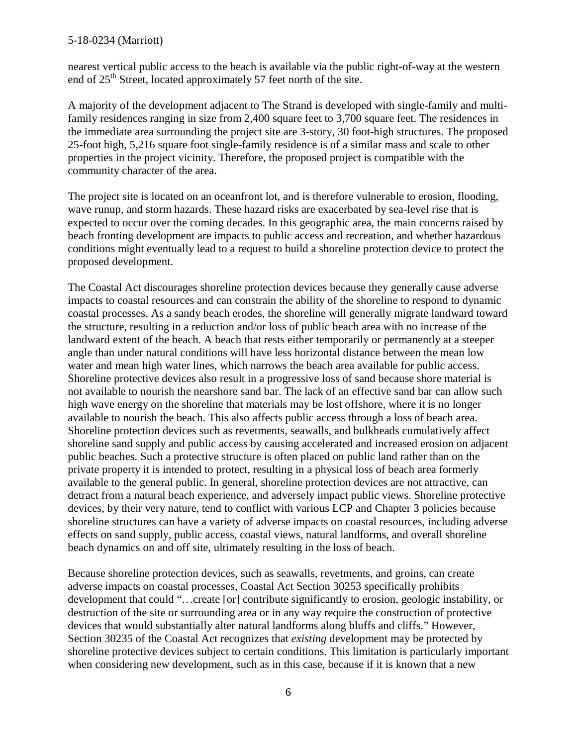nearest vertical public access to the beach is available via the public right-of-way at the western end of 25th Street, located approximately 57 feet north of the site.

A majority of the development adjacent to The Strand is developed with single-family and multi-family residences ranging in size from 2,400 square feet to 3,700 square feet. The residences in the immediate area surrounding the project site are 3-story, 30 foot-high structures. The proposed 25-foot high, 5,216 square foot single-family residence is of a similar mass and scale to other properties in the project vicinity. Therefore, the proposed project is compatible with the community character of the area.

The project site is located on an oceanfront lot, and is therefore vulnerable to erosion, flooding, wave runup, and storm hazards. These hazard risks are exacerbated by sea-level rise that is expected to occur over the coming decades. In this geographic area, the main concerns raised by beach fronting development are impacts to public access and recreation, and whether hazardous conditions might eventually lead to a request to build a shoreline protection device to protect the proposed development.

The Coastal Act discourages shoreline protection devices because they generally cause adverse impacts to coastal resources and can constrain the ability of the shoreline to respond to dynamic coastal processes. As a sandy beach erodes, the shoreline will generally migrate landward toward the structure, resulting in a reduction and/or loss of public beach area with no increase of the landward extent of the beach. A beach that rests either temporarily or permanently at a steeper angle than under natural conditions will have less horizontal distance between the mean low water and mean high water lines, which narrows the beach area available for public access. Shoreline protective devices also result in a progressive loss of sand because shore material is not available to nourish the nearshore sand bar. The lack of an effective sand bar can allow such high wave energy on the shoreline that materials may be lost offshore, where it is no longer available to nourish the beach. This also affects public access through a loss of beach area. Shoreline protection devices such as revetments, seawalls, and bulkheads cumulatively affect shoreline sand supply and public access by causing accelerated and increased erosion on adjacent public beaches. Such a protective structure is often placed on public land rather than on the private property it is intended to protect, resulting in a physical loss of beach area formerly available to the general public. In general, shoreline protection devices are not attractive, can detract from a natural beach experience, and adversely impact public views. Shoreline protective devices, by their very nature, tend to conflict with various LCP and Chapter 3 policies because shoreline structures can have a variety of adverse impacts on coastal resources, including adverse effects on sand supply, public access, coastal views, natural landforms, and overall shoreline beach dynamics on and off site, ultimately resulting in the loss of beach.

Because shoreline protection devices, such as seawalls, revetments, and groins, can create adverse impacts on coastal processes, Coastal Act Section 30253 specifically prohibits development that could "…create [or] contribute significantly to erosion, geologic instability, or destruction of the site or surrounding area or in any way require the construction of protective devices that would substantially alter natural landforms along bluffs and cliffs." However, Section 30235 of the Coastal Act recognizes that *existing* development may be protected by shoreline protective devices subject to certain conditions. This limitation is particularly important when considering new development, such as in this case, because if it is known that a new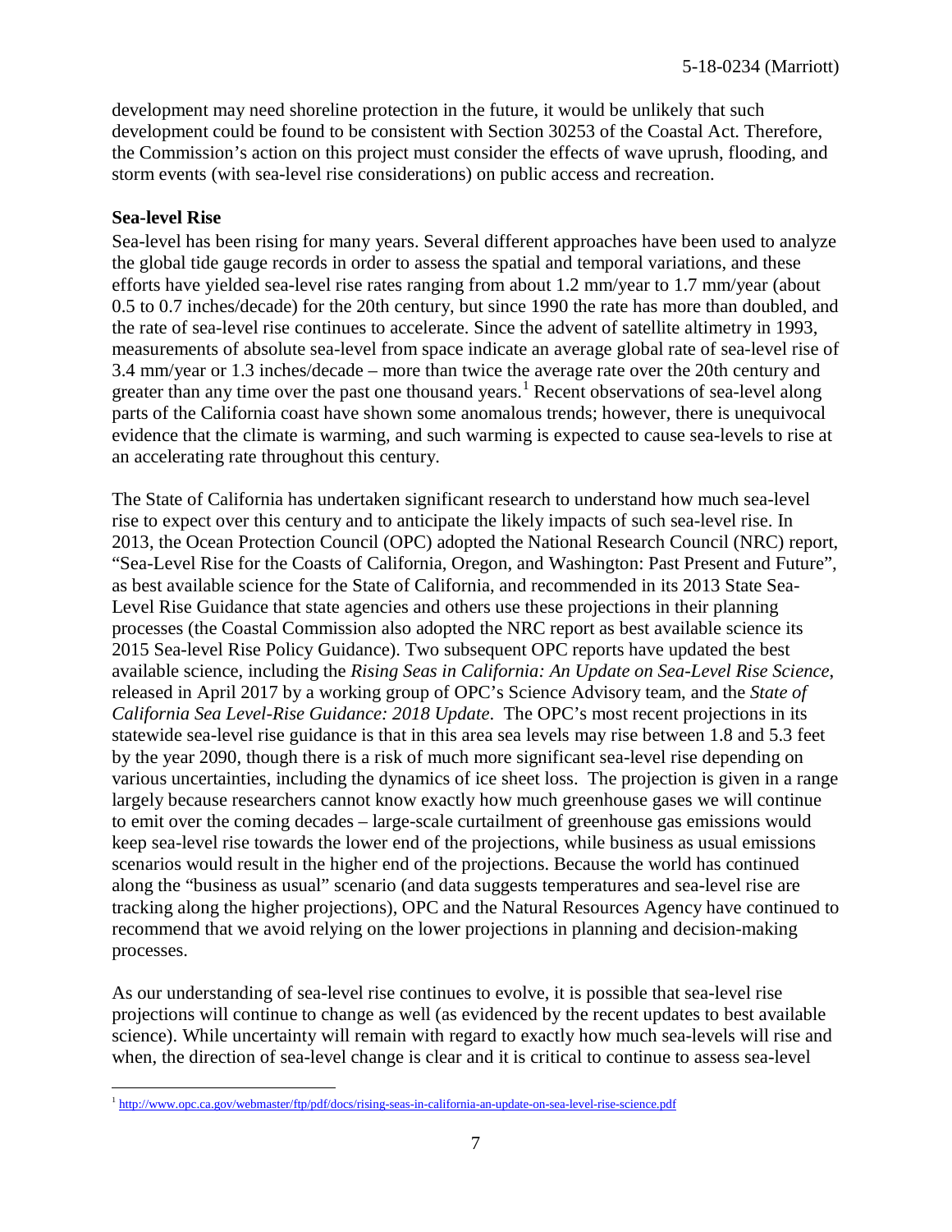development may need shoreline protection in the future, it would be unlikely that such development could be found to be consistent with Section 30253 of the Coastal Act. Therefore, the Commission's action on this project must consider the effects of wave uprush, flooding, and storm events (with sea-level rise considerations) on public access and recreation.

**Sea-level Rise**

Sea-level has been rising for many years. Several different approaches have been used to analyze the global tide gauge records in order to assess the spatial and temporal variations, and these efforts have yielded sea-level rise rates ranging from about 1.2 mm/year to 1.7 mm/year (about 0.5 to 0.7 inches/decade) for the 20th century, but since 1990 the rate has more than doubled, and the rate of sea-level rise continues to accelerate. Since the advent of satellite altimetry in 1993, measurements of absolute sea-level from space indicate an average global rate of sea-level rise of 3.4 mm/year or 1.3 inches/decade – more than twice the average rate over the 20th century and greater than any time over the past one thousand years.[1] Recent observations of sea-level along parts of the California coast have shown some anomalous trends; however, there is unequivocal evidence that the climate is warming, and such warming is expected to cause sea-levels to rise at an accelerating rate throughout this century.

The State of California has undertaken significant research to understand how much sea-level rise to expect over this century and to anticipate the likely impacts of such sea-level rise. In 2013, the Ocean Protection Council (OPC) adopted the National Research Council (NRC) report, "Sea-Level Rise for the Coasts of California, Oregon, and Washington: Past Present and Future", as best available science for the State of California, and recommended in its 2013 State Sea-Level Rise Guidance that state agencies and others use these projections in their planning processes (the Coastal Commission also adopted the NRC report as best available science its 2015 Sea-level Rise Policy Guidance). Two subsequent OPC reports have updated the best available science, including the *Rising Seas in California: An Update on Sea-Level Rise Science*, released in April 2017 by a working group of OPC's Science Advisory team, and the *State of California Sea Level-Rise Guidance: 2018 Update*. The OPC's most recent projections in its statewide sea-level rise guidance is that in this area sea levels may rise between 1.8 and 5.3 feet by the year 2090, though there is a risk of much more significant sea-level rise depending on various uncertainties, including the dynamics of ice sheet loss. The projection is given in a range largely because researchers cannot know exactly how much greenhouse gases we will continue to emit over the coming decades – large-scale curtailment of greenhouse gas emissions would keep sea-level rise towards the lower end of the projections, while business as usual emissions scenarios would result in the higher end of the projections. Because the world has continued along the "business as usual" scenario (and data suggests temperatures and sea-level rise are tracking along the higher projections), OPC and the Natural Resources Agency have continued to recommend that we avoid relying on the lower projections in planning and decision-making processes.

As our understanding of sea-level rise continues to evolve, it is possible that sea-level rise projections will continue to change as well (as evidenced by the recent updates to best available science). While uncertainty will remain with regard to exactly how much sea-levels will rise and when, the direction of sea-level change is clear and it is critical to continue to assess sea-level

---

[1] http://www.opc.ca.gov/webmaster/ftp/pdf/docs/rising-seas-in-california-an-update-on-sea-level-rise-science.pdf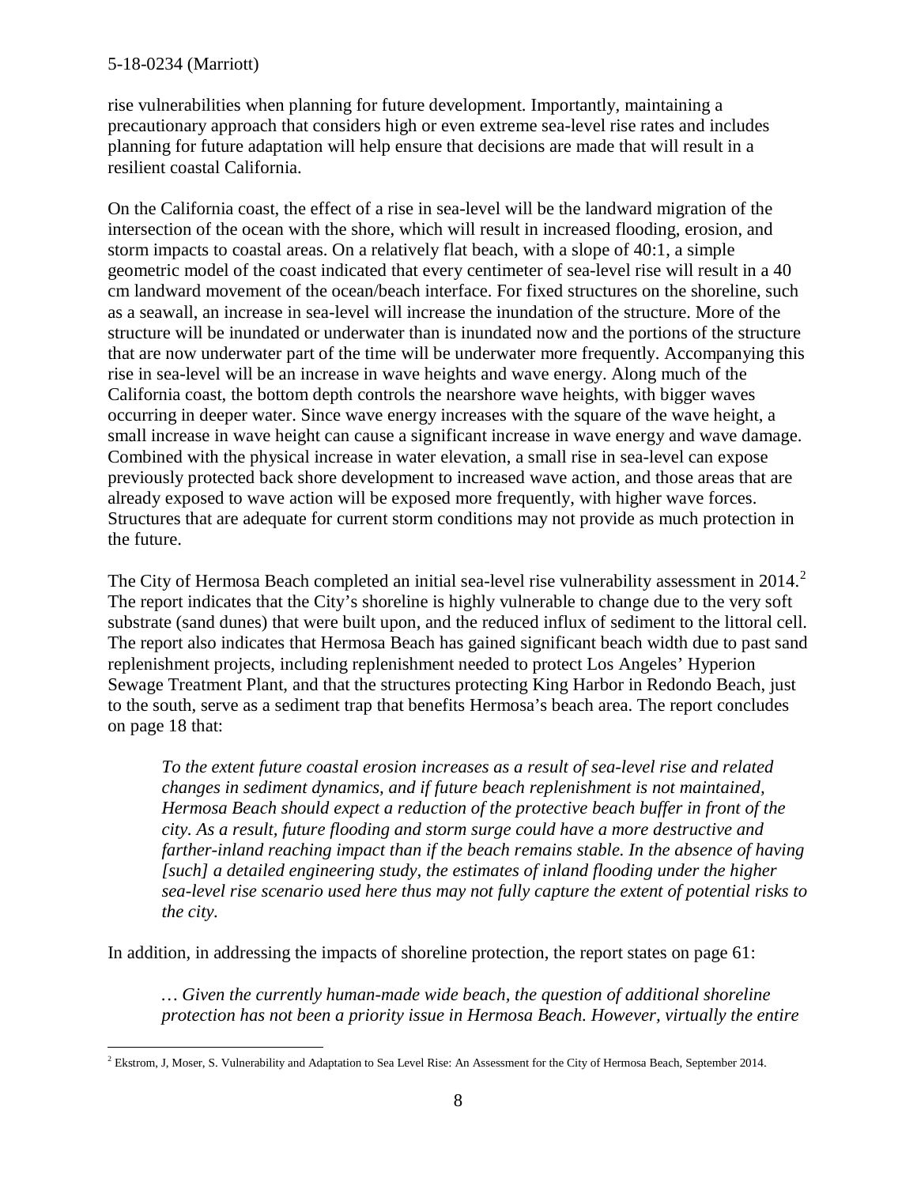rise vulnerabilities when planning for future development. Importantly, maintaining a precautionary approach that considers high or even extreme sea-level rise rates and includes planning for future adaptation will help ensure that decisions are made that will result in a resilient coastal California.

On the California coast, the effect of a rise in sea-level will be the landward migration of the intersection of the ocean with the shore, which will result in increased flooding, erosion, and storm impacts to coastal areas. On a relatively flat beach, with a slope of 40:1, a simple geometric model of the coast indicated that every centimeter of sea-level rise will result in a 40 cm landward movement of the ocean/beach interface. For fixed structures on the shoreline, such as a seawall, an increase in sea-level will increase the inundation of the structure. More of the structure will be inundated or underwater than is inundated now and the portions of the structure that are now underwater part of the time will be underwater more frequently. Accompanying this rise in sea-level will be an increase in wave heights and wave energy. Along much of the California coast, the bottom depth controls the nearshore wave heights, with bigger waves occurring in deeper water. Since wave energy increases with the square of the wave height, a small increase in wave height can cause a significant increase in wave energy and wave damage. Combined with the physical increase in water elevation, a small rise in sea-level can expose previously protected back shore development to increased wave action, and those areas that are already exposed to wave action will be exposed more frequently, with higher wave forces. Structures that are adequate for current storm conditions may not provide as much protection in the future.

The City of Hermosa Beach completed an initial sea-level rise vulnerability assessment in 2014.[2] The report indicates that the City's shoreline is highly vulnerable to change due to the very soft substrate (sand dunes) that were built upon, and the reduced influx of sediment to the littoral cell. The report also indicates that Hermosa Beach has gained significant beach width due to past sand replenishment projects, including replenishment needed to protect Los Angeles' Hyperion Sewage Treatment Plant, and that the structures protecting King Harbor in Redondo Beach, just to the south, serve as a sediment trap that benefits Hermosa's beach area. The report concludes on page 18 that:

> *To the extent future coastal erosion increases as a result of sea-level rise and related changes in sediment dynamics, and if future beach replenishment is not maintained, Hermosa Beach should expect a reduction of the protective beach buffer in front of the city. As a result, future flooding and storm surge could have a more destructive and farther-inland reaching impact than if the beach remains stable. In the absence of having [such] a detailed engineering study, the estimates of inland flooding under the higher sea-level rise scenario used here thus may not fully capture the extent of potential risks to the city.*

In addition, in addressing the impacts of shoreline protection, the report states on page 61:

> *… Given the currently human-made wide beach, the question of additional shoreline protection has not been a priority issue in Hermosa Beach. However, virtually the entire*

[2] Ekstrom, J, Moser, S. Vulnerability and Adaptation to Sea Level Rise: An Assessment for the City of Hermosa Beach, September 2014.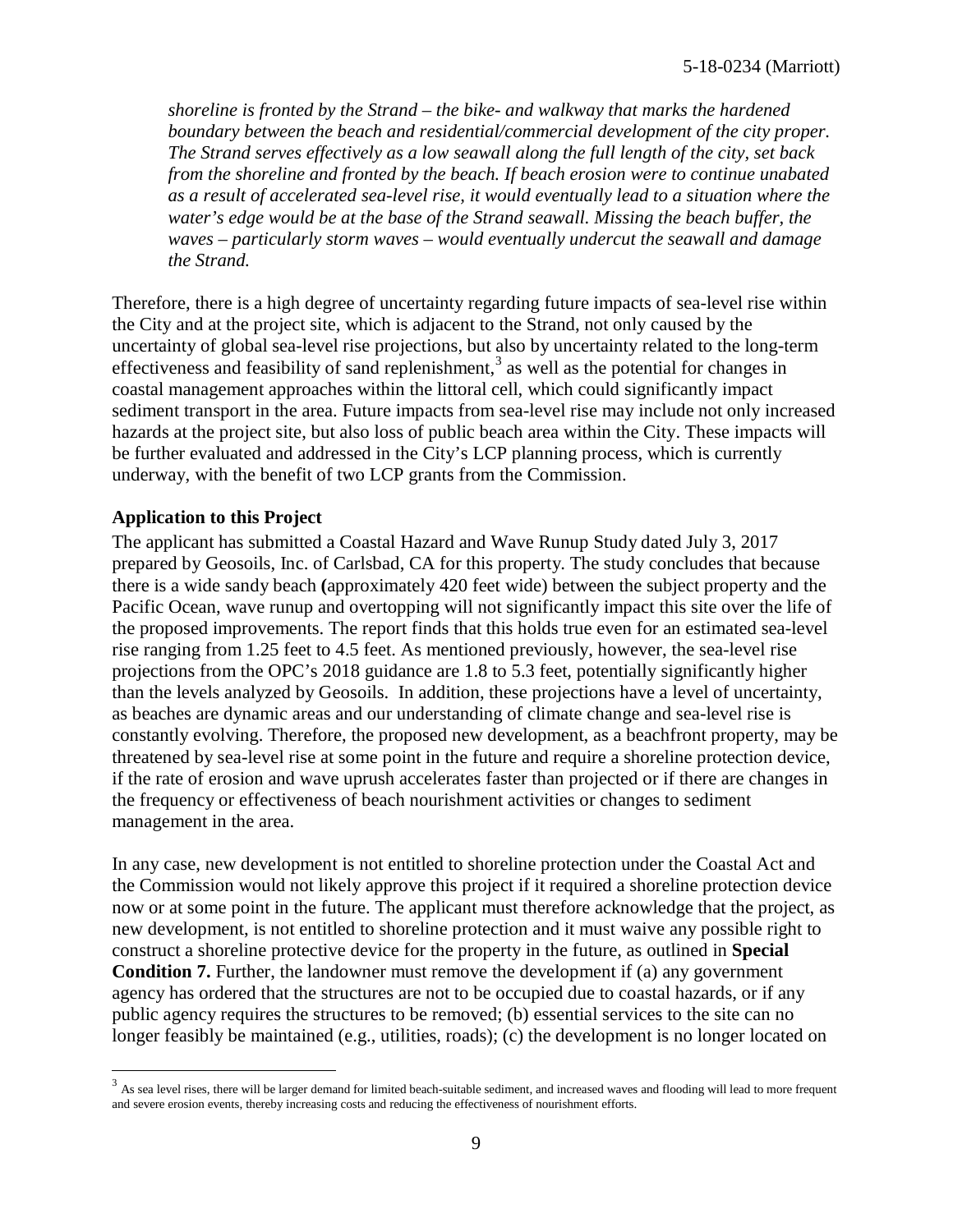*shoreline is fronted by the Strand – the bike- and walkway that marks the hardened boundary between the beach and residential/commercial development of the city proper. The Strand serves effectively as a low seawall along the full length of the city, set back from the shoreline and fronted by the beach. If beach erosion were to continue unabated as a result of accelerated sea-level rise, it would eventually lead to a situation where the water's edge would be at the base of the Strand seawall. Missing the beach buffer, the waves – particularly storm waves – would eventually undercut the seawall and damage the Strand.*

Therefore, there is a high degree of uncertainty regarding future impacts of sea-level rise within the City and at the project site, which is adjacent to the Strand, not only caused by the uncertainty of global sea-level rise projections, but also by uncertainty related to the long-term effectiveness and feasibility of sand replenishment,[3] as well as the potential for changes in coastal management approaches within the littoral cell, which could significantly impact sediment transport in the area. Future impacts from sea-level rise may include not only increased hazards at the project site, but also loss of public beach area within the City. These impacts will be further evaluated and addressed in the City's LCP planning process, which is currently underway, with the benefit of two LCP grants from the Commission.

**Application to this Project**

The applicant has submitted a Coastal Hazard and Wave Runup Study dated July 3, 2017 prepared by Geosoils, Inc. of Carlsbad, CA for this property. The study concludes that because there is a wide sandy beach **(**approximately 420 feet wide) between the subject property and the Pacific Ocean, wave runup and overtopping will not significantly impact this site over the life of the proposed improvements. The report finds that this holds true even for an estimated sea-level rise ranging from 1.25 feet to 4.5 feet. As mentioned previously, however, the sea-level rise projections from the OPC's 2018 guidance are 1.8 to 5.3 feet, potentially significantly higher than the levels analyzed by Geosoils. In addition, these projections have a level of uncertainty, as beaches are dynamic areas and our understanding of climate change and sea-level rise is constantly evolving. Therefore, the proposed new development, as a beachfront property, may be threatened by sea-level rise at some point in the future and require a shoreline protection device, if the rate of erosion and wave uprush accelerates faster than projected or if there are changes in the frequency or effectiveness of beach nourishment activities or changes to sediment management in the area.

In any case, new development is not entitled to shoreline protection under the Coastal Act and the Commission would not likely approve this project if it required a shoreline protection device now or at some point in the future. The applicant must therefore acknowledge that the project, as new development, is not entitled to shoreline protection and it must waive any possible right to construct a shoreline protective device for the property in the future, as outlined in **Special Condition 7.** Further, the landowner must remove the development if (a) any government agency has ordered that the structures are not to be occupied due to coastal hazards, or if any public agency requires the structures to be removed; (b) essential services to the site can no longer feasibly be maintained (e.g., utilities, roads); (c) the development is no longer located on

[3] As sea level rises, there will be larger demand for limited beach-suitable sediment, and increased waves and flooding will lead to more frequent and severe erosion events, thereby increasing costs and reducing the effectiveness of nourishment efforts.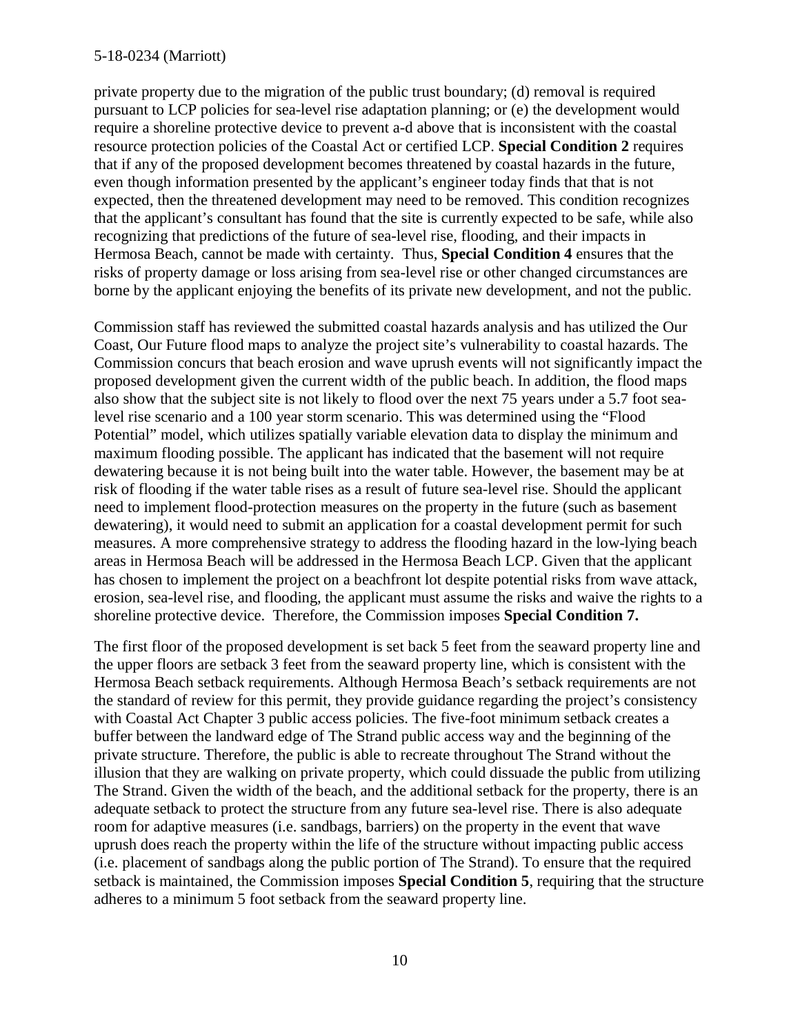private property due to the migration of the public trust boundary; (d) removal is required pursuant to LCP policies for sea-level rise adaptation planning; or (e) the development would require a shoreline protective device to prevent a-d above that is inconsistent with the coastal resource protection policies of the Coastal Act or certified LCP. **Special Condition 2** requires that if any of the proposed development becomes threatened by coastal hazards in the future, even though information presented by the applicant's engineer today finds that that is not expected, then the threatened development may need to be removed. This condition recognizes that the applicant's consultant has found that the site is currently expected to be safe, while also recognizing that predictions of the future of sea-level rise, flooding, and their impacts in Hermosa Beach, cannot be made with certainty. Thus, **Special Condition 4** ensures that the risks of property damage or loss arising from sea-level rise or other changed circumstances are borne by the applicant enjoying the benefits of its private new development, and not the public.

Commission staff has reviewed the submitted coastal hazards analysis and has utilized the Our Coast, Our Future flood maps to analyze the project site's vulnerability to coastal hazards. The Commission concurs that beach erosion and wave uprush events will not significantly impact the proposed development given the current width of the public beach. In addition, the flood maps also show that the subject site is not likely to flood over the next 75 years under a 5.7 foot sea-level rise scenario and a 100 year storm scenario. This was determined using the "Flood Potential" model, which utilizes spatially variable elevation data to display the minimum and maximum flooding possible. The applicant has indicated that the basement will not require dewatering because it is not being built into the water table. However, the basement may be at risk of flooding if the water table rises as a result of future sea-level rise. Should the applicant need to implement flood-protection measures on the property in the future (such as basement dewatering), it would need to submit an application for a coastal development permit for such measures. A more comprehensive strategy to address the flooding hazard in the low-lying beach areas in Hermosa Beach will be addressed in the Hermosa Beach LCP. Given that the applicant has chosen to implement the project on a beachfront lot despite potential risks from wave attack, erosion, sea-level rise, and flooding, the applicant must assume the risks and waive the rights to a shoreline protective device. Therefore, the Commission imposes **Special Condition 7.**

The first floor of the proposed development is set back 5 feet from the seaward property line and the upper floors are setback 3 feet from the seaward property line, which is consistent with the Hermosa Beach setback requirements. Although Hermosa Beach's setback requirements are not the standard of review for this permit, they provide guidance regarding the project's consistency with Coastal Act Chapter 3 public access policies. The five-foot minimum setback creates a buffer between the landward edge of The Strand public access way and the beginning of the private structure. Therefore, the public is able to recreate throughout The Strand without the illusion that they are walking on private property, which could dissuade the public from utilizing The Strand. Given the width of the beach, and the additional setback for the property, there is an adequate setback to protect the structure from any future sea-level rise. There is also adequate room for adaptive measures (i.e. sandbags, barriers) on the property in the event that wave uprush does reach the property within the life of the structure without impacting public access (i.e. placement of sandbags along the public portion of The Strand). To ensure that the required setback is maintained, the Commission imposes **Special Condition 5**, requiring that the structure adheres to a minimum 5 foot setback from the seaward property line.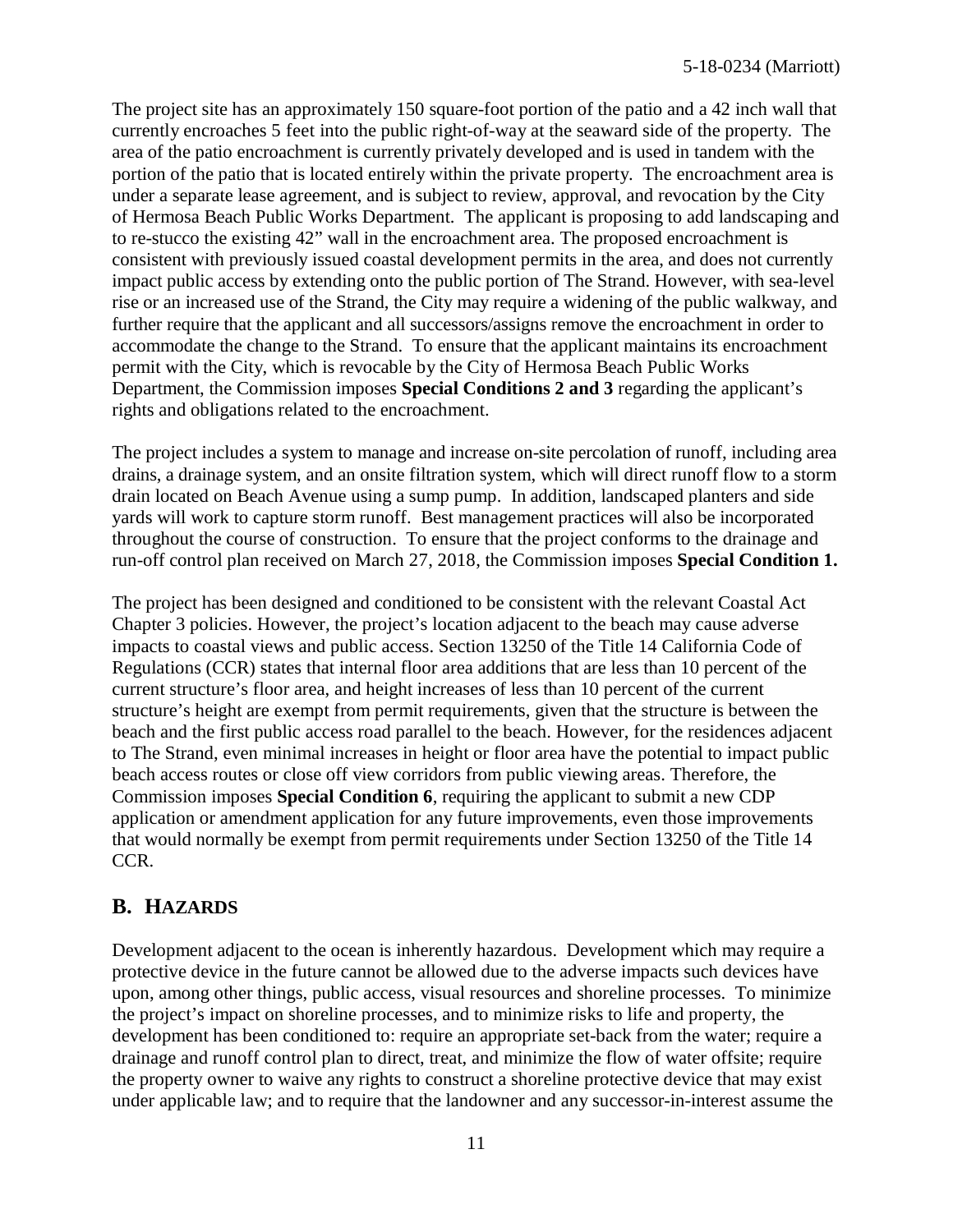The project site has an approximately 150 square-foot portion of the patio and a 42 inch wall that currently encroaches 5 feet into the public right-of-way at the seaward side of the property. The area of the patio encroachment is currently privately developed and is used in tandem with the portion of the patio that is located entirely within the private property. The encroachment area is under a separate lease agreement, and is subject to review, approval, and revocation by the City of Hermosa Beach Public Works Department. The applicant is proposing to add landscaping and to re-stucco the existing 42" wall in the encroachment area. The proposed encroachment is consistent with previously issued coastal development permits in the area, and does not currently impact public access by extending onto the public portion of The Strand. However, with sea-level rise or an increased use of the Strand, the City may require a widening of the public walkway, and further require that the applicant and all successors/assigns remove the encroachment in order to accommodate the change to the Strand. To ensure that the applicant maintains its encroachment permit with the City, which is revocable by the City of Hermosa Beach Public Works Department, the Commission imposes **Special Conditions 2 and 3** regarding the applicant's rights and obligations related to the encroachment.

The project includes a system to manage and increase on-site percolation of runoff, including area drains, a drainage system, and an onsite filtration system, which will direct runoff flow to a storm drain located on Beach Avenue using a sump pump. In addition, landscaped planters and side yards will work to capture storm runoff. Best management practices will also be incorporated throughout the course of construction. To ensure that the project conforms to the drainage and run-off control plan received on March 27, 2018, the Commission imposes **Special Condition 1.**

The project has been designed and conditioned to be consistent with the relevant Coastal Act Chapter 3 policies. However, the project's location adjacent to the beach may cause adverse impacts to coastal views and public access. Section 13250 of the Title 14 California Code of Regulations (CCR) states that internal floor area additions that are less than 10 percent of the current structure's floor area, and height increases of less than 10 percent of the current structure's height are exempt from permit requirements, given that the structure is between the beach and the first public access road parallel to the beach. However, for the residences adjacent to The Strand, even minimal increases in height or floor area have the potential to impact public beach access routes or close off view corridors from public viewing areas. Therefore, the Commission imposes **Special Condition 6**, requiring the applicant to submit a new CDP application or amendment application for any future improvements, even those improvements that would normally be exempt from permit requirements under Section 13250 of the Title 14 CCR.

## B. HAZARDS

Development adjacent to the ocean is inherently hazardous. Development which may require a protective device in the future cannot be allowed due to the adverse impacts such devices have upon, among other things, public access, visual resources and shoreline processes. To minimize the project's impact on shoreline processes, and to minimize risks to life and property, the development has been conditioned to: require an appropriate set-back from the water; require a drainage and runoff control plan to direct, treat, and minimize the flow of water offsite; require the property owner to waive any rights to construct a shoreline protective device that may exist under applicable law; and to require that the landowner and any successor-in-interest assume the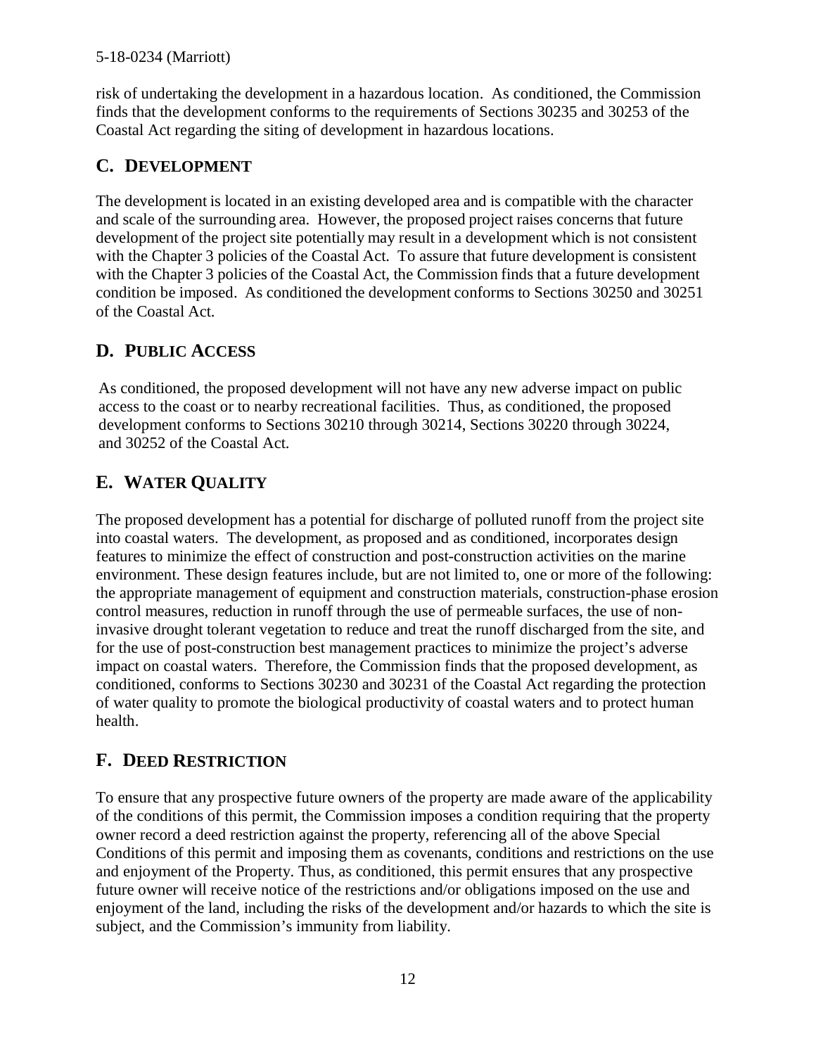risk of undertaking the development in a hazardous location. As conditioned, the Commission finds that the development conforms to the requirements of Sections 30235 and 30253 of the Coastal Act regarding the siting of development in hazardous locations.

## C. DEVELOPMENT

The development is located in an existing developed area and is compatible with the character and scale of the surrounding area. However, the proposed project raises concerns that future development of the project site potentially may result in a development which is not consistent with the Chapter 3 policies of the Coastal Act. To assure that future development is consistent with the Chapter 3 policies of the Coastal Act, the Commission finds that a future development condition be imposed. As conditioned the development conforms to Sections 30250 and 30251 of the Coastal Act.

## D. PUBLIC ACCESS

As conditioned, the proposed development will not have any new adverse impact on public access to the coast or to nearby recreational facilities. Thus, as conditioned, the proposed development conforms to Sections 30210 through 30214, Sections 30220 through 30224, and 30252 of the Coastal Act.

## E. WATER QUALITY

The proposed development has a potential for discharge of polluted runoff from the project site into coastal waters. The development, as proposed and as conditioned, incorporates design features to minimize the effect of construction and post-construction activities on the marine environment. These design features include, but are not limited to, one or more of the following: the appropriate management of equipment and construction materials, construction-phase erosion control measures, reduction in runoff through the use of permeable surfaces, the use of non-invasive drought tolerant vegetation to reduce and treat the runoff discharged from the site, and for the use of post-construction best management practices to minimize the project's adverse impact on coastal waters. Therefore, the Commission finds that the proposed development, as conditioned, conforms to Sections 30230 and 30231 of the Coastal Act regarding the protection of water quality to promote the biological productivity of coastal waters and to protect human health.

## F. DEED RESTRICTION

To ensure that any prospective future owners of the property are made aware of the applicability of the conditions of this permit, the Commission imposes a condition requiring that the property owner record a deed restriction against the property, referencing all of the above Special Conditions of this permit and imposing them as covenants, conditions and restrictions on the use and enjoyment of the Property. Thus, as conditioned, this permit ensures that any prospective future owner will receive notice of the restrictions and/or obligations imposed on the use and enjoyment of the land, including the risks of the development and/or hazards to which the site is subject, and the Commission's immunity from liability.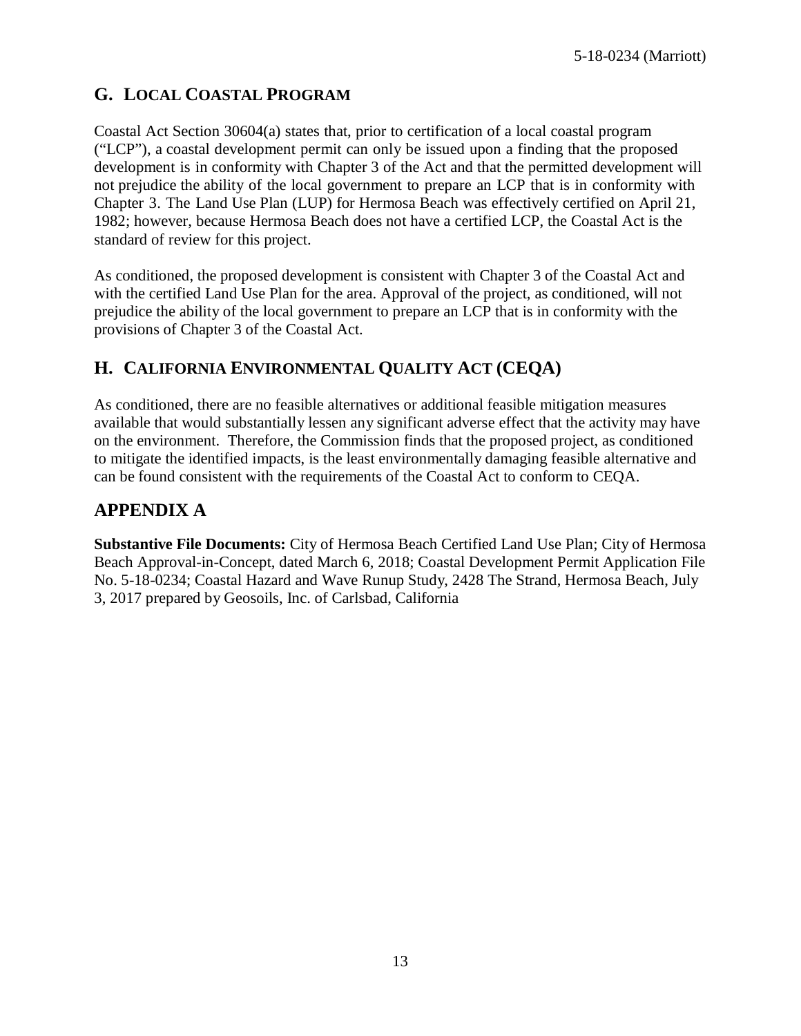## G. LOCAL COASTAL PROGRAM

Coastal Act Section 30604(a) states that, prior to certification of a local coastal program ("LCP"), a coastal development permit can only be issued upon a finding that the proposed development is in conformity with Chapter 3 of the Act and that the permitted development will not prejudice the ability of the local government to prepare an LCP that is in conformity with Chapter 3. The Land Use Plan (LUP) for Hermosa Beach was effectively certified on April 21, 1982; however, because Hermosa Beach does not have a certified LCP, the Coastal Act is the standard of review for this project.

As conditioned, the proposed development is consistent with Chapter 3 of the Coastal Act and with the certified Land Use Plan for the area. Approval of the project, as conditioned, will not prejudice the ability of the local government to prepare an LCP that is in conformity with the provisions of Chapter 3 of the Coastal Act.

## H. CALIFORNIA ENVIRONMENTAL QUALITY ACT (CEQA)

As conditioned, there are no feasible alternatives or additional feasible mitigation measures available that would substantially lessen any significant adverse effect that the activity may have on the environment. Therefore, the Commission finds that the proposed project, as conditioned to mitigate the identified impacts, is the least environmentally damaging feasible alternative and can be found consistent with the requirements of the Coastal Act to conform to CEQA.

# APPENDIX A

**Substantive File Documents:** City of Hermosa Beach Certified Land Use Plan; City of Hermosa Beach Approval-in-Concept, dated March 6, 2018; Coastal Development Permit Application File No. 5-18-0234; Coastal Hazard and Wave Runup Study, 2428 The Strand, Hermosa Beach, July 3, 2017 prepared by Geosoils, Inc. of Carlsbad, California